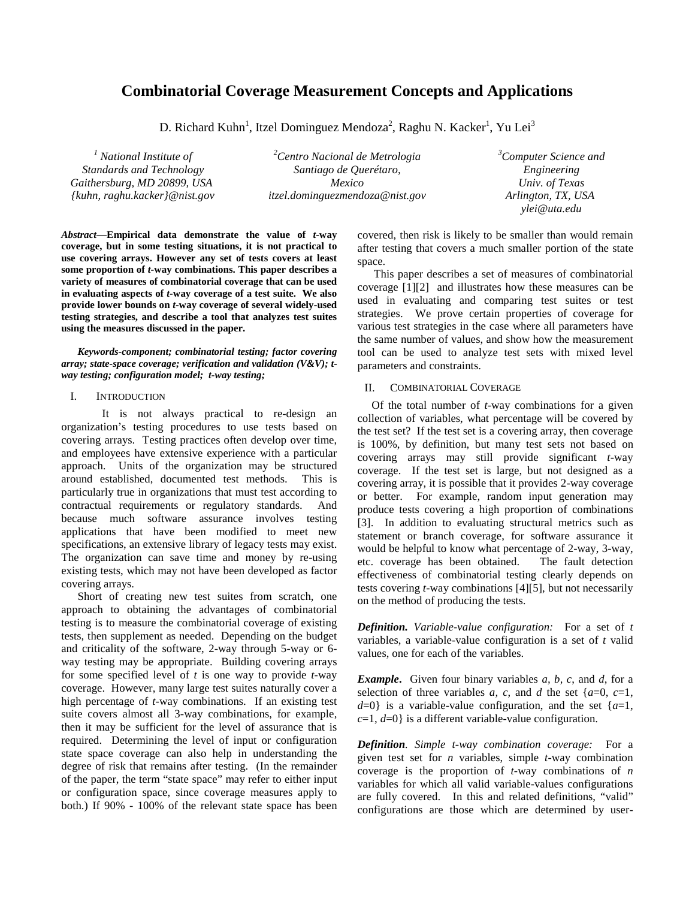# Combinatorial Coverage Measurement Concepts and Applications

D. Richard Kuhn[1], Itzel Dominguez Mendoza[2], Raghu N. Kacker[1], Yu Lei[3]

[1] *National Institute of Standards and Technology Gaithersburg, MD 20899, USA {kuhn, raghu.kacker}@nist.gov*

[2] *Centro Nacional de Metrologia Santiago de Querétaro, Mexico itzel.dominguezmendoza@nist.gov*

[3] *Computer Science and Engineering Univ. of Texas Arlington, TX, USA ylei@uta.edu*

***Abstract*—Empirical data demonstrate the value of *t*-way coverage, but in some testing situations, it is not practical to use covering arrays. However any set of tests covers at least some proportion of *t*-way combinations. This paper describes a variety of measures of combinatorial coverage that can be used in evaluating aspects of *t*-way coverage of a test suite. We also provide lower bounds on *t*-way coverage of several widely-used testing strategies, and describe a tool that analyzes test suites using the measures discussed in the paper.**

***Keywords-component; combinatorial testing; factor covering array; state-space coverage; verification and validation (V&V); t-way testing; configuration model; t-way testing;***

## I. Introduction

It is not always practical to re-design an organization's testing procedures to use tests based on covering arrays. Testing practices often develop over time, and employees have extensive experience with a particular approach. Units of the organization may be structured around established, documented test methods. This is particularly true in organizations that must test according to contractual requirements or regulatory standards. And because much software assurance involves testing applications that have been modified to meet new specifications, an extensive library of legacy tests may exist. The organization can save time and money by re-using existing tests, which may not have been developed as factor covering arrays.

Short of creating new test suites from scratch, one approach to obtaining the advantages of combinatorial testing is to measure the combinatorial coverage of existing tests, then supplement as needed. Depending on the budget and criticality of the software, 2-way through 5-way or 6-way testing may be appropriate. Building covering arrays for some specified level of *t* is one way to provide *t*-way coverage. However, many large test suites naturally cover a high percentage of *t*-way combinations. If an existing test suite covers almost all 3-way combinations, for example, then it may be sufficient for the level of assurance that is required. Determining the level of input or configuration state space coverage can also help in understanding the degree of risk that remains after testing. (In the remainder of the paper, the term "state space" may refer to either input or configuration space, since coverage measures apply to both.) If 90% - 100% of the relevant state space has been covered, then risk is likely to be smaller than would remain after testing that covers a much smaller portion of the state space.

This paper describes a set of measures of combinatorial coverage [1][2] and illustrates how these measures can be used in evaluating and comparing test suites or test strategies. We prove certain properties of coverage for various test strategies in the case where all parameters have the same number of values, and show how the measurement tool can be used to analyze test sets with mixed level parameters and constraints.

## II. Combinatorial Coverage

Of the total number of *t*-way combinations for a given collection of variables, what percentage will be covered by the test set? If the test set is a covering array, then coverage is 100%, by definition, but many test sets not based on covering arrays may still provide significant *t*-way coverage. If the test set is large, but not designed as a covering array, it is possible that it provides 2-way coverage or better. For example, random input generation may produce tests covering a high proportion of combinations [3]. In addition to evaluating structural metrics such as statement or branch coverage, for software assurance it would be helpful to know what percentage of 2-way, 3-way, etc. coverage has been obtained. The fault detection effectiveness of combinatorial testing clearly depends on tests covering *t*-way combinations [4][5], but not necessarily on the method of producing the tests.

***Definition.*** *Variable-value configuration:* For a set of *t* variables, a variable-value configuration is a set of *t* valid values, one for each of the variables.

***Example***. Given four binary variables *a, b, c*, and *d*, for a selection of three variables *a, c*, and *d* the set {*a*=0, *c*=1, *d*=0} is a variable-value configuration, and the set {*a*=1, *c*=1, *d*=0} is a different variable-value configuration.

***Definition***. *Simple t-way combination coverage:* For a given test set for *n* variables, simple *t*-way combination coverage is the proportion of *t*-way combinations of *n* variables for which all valid variable-values configurations are fully covered. In this and related definitions, "valid" configurations are those which are determined by user-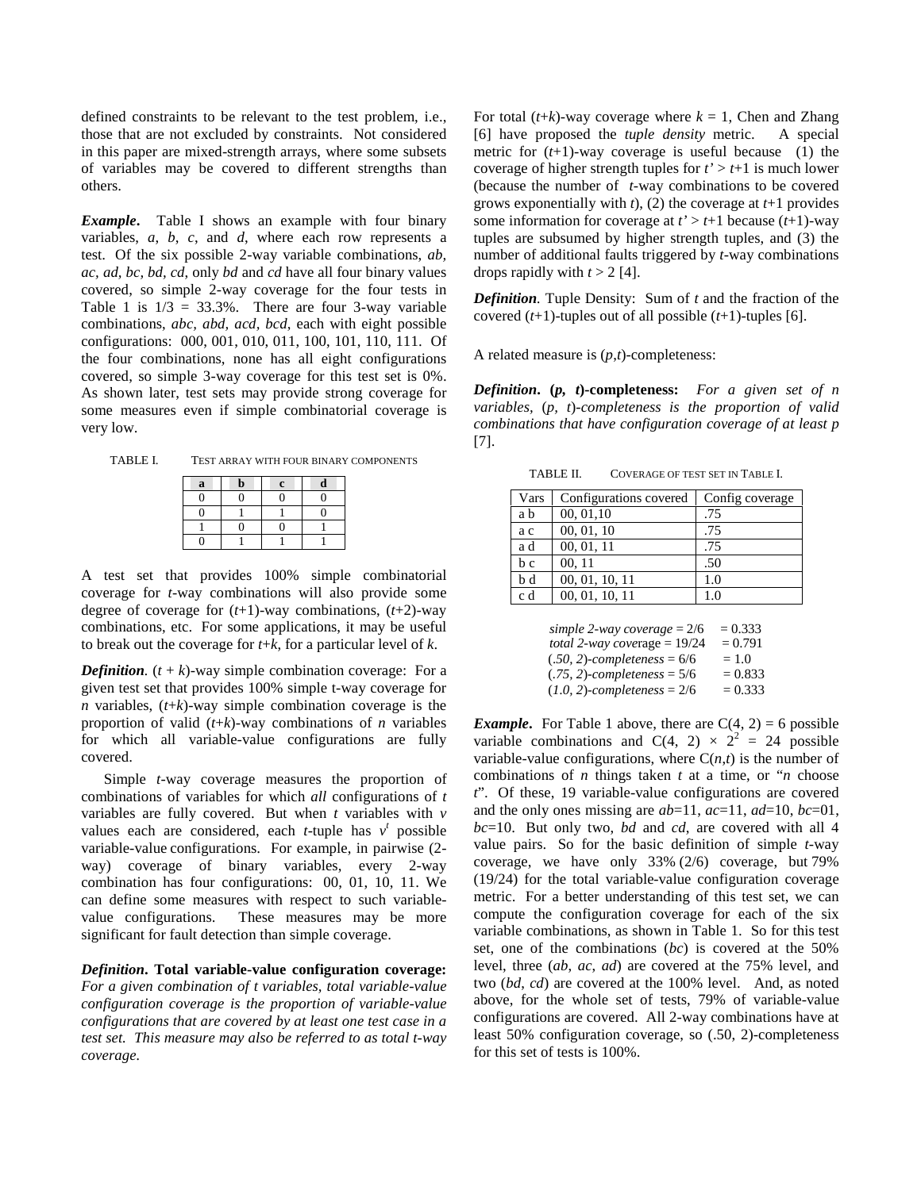defined constraints to be relevant to the test problem, i.e., those that are not excluded by constraints. Not considered in this paper are mixed-strength arrays, where some subsets of variables may be covered to different strengths than others.

***Example*.** Table I shows an example with four binary variables, *a*, *b*, *c*, and *d*, where each row represents a test. Of the six possible 2-way variable combinations, *ab, ac, ad, bc, bd, cd*, only *bd* and *cd* have all four binary values covered, so simple 2-way coverage for the four tests in Table 1 is 1/3 = 33.3%. There are four 3-way variable combinations, *abc, abd, acd, bcd*, each with eight possible configurations: 000, 001, 010, 011, 100, 101, 110, 111. Of the four combinations, none has all eight configurations covered, so simple 3-way coverage for this test set is 0%. As shown later, test sets may provide strong coverage for some measures even if simple combinatorial coverage is very low.

TABLE I. TEST ARRAY WITH FOUR BINARY COMPONENTS

| a | b | c | d |
|---|---|---|---|
| 0 | 0 | 0 | 0 |
| 0 | 1 | 1 | 0 |
| 1 | 0 | 0 | 1 |
| 0 | 1 | 1 | 1 |

A test set that provides 100% simple combinatorial coverage for *t*-way combinations will also provide some degree of coverage for (*t*+1)-way combinations, (*t*+2)-way combinations, etc. For some applications, it may be useful to break out the coverage for *t*+*k*, for a particular level of *k*.

***Definition*.** (*t* + *k*)-way simple combination coverage: For a given test set that provides 100% simple t-way coverage for *n* variables, (*t*+*k*)-way simple combination coverage is the proportion of valid (*t*+*k*)-way combinations of *n* variables for which all variable-value configurations are fully covered.

Simple *t*-way coverage measures the proportion of combinations of variables for which *all* configurations of *t* variables are fully covered. But when *t* variables with *v* values each are considered, each *t*-tuple has $v^t$ possible variable-value configurations. For example, in pairwise (2-way) coverage of binary variables, every 2-way combination has four configurations: 00, 01, 10, 11. We can define some measures with respect to such variable-value configurations. These measures may be more significant for fault detection than simple coverage.

***Definition*. Total variable-value configuration coverage:** *For a given combination of t variables, total variable-value configuration coverage is the proportion of variable-value configurations that are covered by at least one test case in a test set. This measure may also be referred to as total t-way coverage.*

For total (*t*+*k*)-way coverage where *k* = 1, Chen and Zhang [6] have proposed the *tuple density* metric. A special metric for (*t*+1)-way coverage is useful because (1) the coverage of higher strength tuples for *t'* > *t*+1 is much lower (because the number of *t*-way combinations to be covered grows exponentially with *t*), (2) the coverage at *t*+1 provides some information for coverage at *t'* > *t*+1 because (*t*+1)-way tuples are subsumed by higher strength tuples, and (3) the number of additional faults triggered by *t*-way combinations drops rapidly with *t* > 2 [4].

***Definition*.** Tuple Density: Sum of *t* and the fraction of the covered (*t*+1)-tuples out of all possible (*t*+1)-tuples [6].

A related measure is (*p*,*t*)-completeness:

***Definition*. (*p*, *t*)-completeness:** *For a given set of n variables, (p, t)-completeness is the proportion of valid combinations that have configuration coverage of at least p* [7].

TABLE II. COVERAGE OF TEST SET IN TABLE I.

| Vars | Configurations covered | Config coverage |
|---|---|---|
| a b | 00, 01,10 | .75 |
| a c | 00, 01, 10 | .75 |
| a d | 00, 01, 11 | .75 |
| b c | 00, 11 | .50 |
| b d | 00, 01, 10, 11 | 1.0 |
| c d | 00, 01, 10, 11 | 1.0 |

*simple 2-way coverage* = 2/6 = 0.333
*total 2-way cov*erage = 19/24 = 0.791
(*.50, 2*)*-completeness* = 6/6 = 1.0
(*.75, 2*)*-completeness* = 5/6 = 0.833
(*1.0, 2*)*-completeness* = 2/6 = 0.333

***Example*.** For Table 1 above, there are C(4, 2) = 6 possible variable combinations and C(4, 2) × $2^2$ = 24 possible variable-value configurations, where C(*n*,*t*) is the number of combinations of *n* things taken *t* at a time, or "*n* choose *t*". Of these, 19 variable-value configurations are covered and the only ones missing are *ab*=11, *ac*=11, *ad*=10, *bc*=01, *bc*=10. But only two, *bd* and *cd*, are covered with all 4 value pairs. So for the basic definition of simple *t*-way coverage, we have only 33% (2/6) coverage, but 79% (19/24) for the total variable-value configuration coverage metric. For a better understanding of this test set, we can compute the configuration coverage for each of the six variable combinations, as shown in Table 1. So for this test set, one of the combinations (*bc*) is covered at the 50% level, three (*ab*, *ac*, *ad*) are covered at the 75% level, and two (*bd*, *cd*) are covered at the 100% level. And, as noted above, for the whole set of tests, 79% of variable-value configurations are covered. All 2-way combinations have at least 50% configuration coverage, so (.50, 2)-completeness for this set of tests is 100%.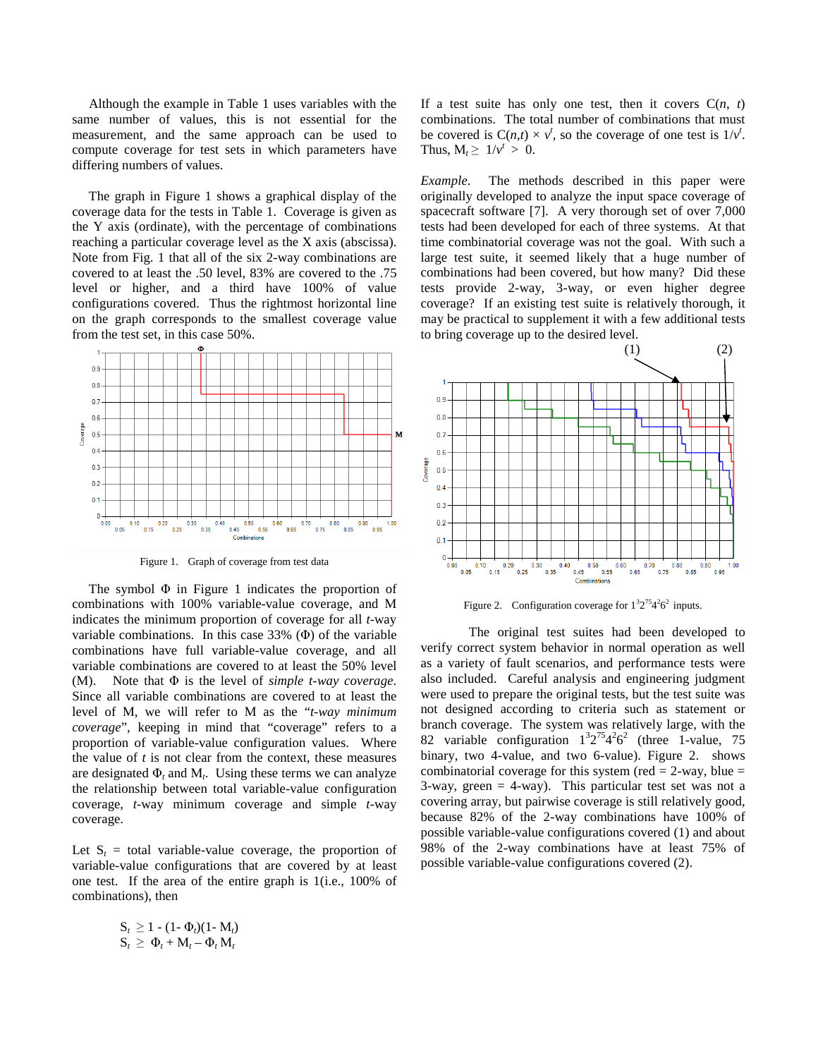Although the example in Table 1 uses variables with the same number of values, this is not essential for the measurement, and the same approach can be used to compute coverage for test sets in which parameters have differing numbers of values.

The graph in Figure 1 shows a graphical display of the coverage data for the tests in Table 1. Coverage is given as the Y axis (ordinate), with the percentage of combinations reaching a particular coverage level as the X axis (abscissa). Note from Fig. 1 that all of the six 2-way combinations are covered to at least the .50 level, 83% are covered to the .75 level or higher, and a third have 100% of value configurations covered. Thus the rightmost horizontal line on the graph corresponds to the smallest coverage value from the test set, in this case 50%.

Figure 1. Graph of coverage from test data

The symbol Φ in Figure 1 indicates the proportion of combinations with 100% variable-value coverage, and M indicates the minimum proportion of coverage for all $t$-way variable combinations. In this case 33% (Φ) of the variable combinations have full variable-value coverage, and all variable combinations are covered to at least the 50% level (M). Note that Φ is the level of *simple t-way coverage*. Since all variable combinations are covered to at least the level of M, we will refer to M as the "*t-way minimum coverage*", keeping in mind that "coverage" refers to a proportion of variable-value configuration values. Where the value of $t$ is not clear from the context, these measures are designated $\Phi_t$ and $M_t$. Using these terms we can analyze the relationship between total variable-value configuration coverage, $t$-way minimum coverage and simple $t$-way coverage.

Let $S_t$ = total variable-value coverage, the proportion of variable-value configurations that are covered by at least one test. If the area of the entire graph is 1(i.e., 100% of combinations), then

$$S_t \geq 1 - (1 - \Phi_t)(1 - M_t)$$
$$S_t \geq \Phi_t + M_t - \Phi_t M_t$$

If a test suite has only one test, then it covers $C(n, t)$ combinations. The total number of combinations that must be covered is $C(n,t) \times v^t$, so the coverage of one test is $1/v^t$. Thus, $M_t \geq 1/v^t > 0$.

*Example*. The methods described in this paper were originally developed to analyze the input space coverage of spacecraft software [7]. A very thorough set of over 7,000 tests had been developed for each of three systems. At that time combinatorial coverage was not the goal. With such a large test suite, it seemed likely that a huge number of combinations had been covered, but how many? Did these tests provide 2-way, 3-way, or even higher degree coverage? If an existing test suite is relatively thorough, it may be practical to supplement it with a few additional tests to bring coverage up to the desired level.

Figure 2. Configuration coverage for $1^3 2^{75} 4^2 6^2$ inputs.

The original test suites had been developed to verify correct system behavior in normal operation as well as a variety of fault scenarios, and performance tests were also included. Careful analysis and engineering judgment were used to prepare the original tests, but the test suite was not designed according to criteria such as statement or branch coverage. The system was relatively large, with the 82 variable configuration $1^3 2^{75} 4^2 6^2$ (three 1-value, 75 binary, two 4-value, and two 6-value). Figure 2. shows combinatorial coverage for this system (red = 2-way, blue = 3-way, green = 4-way). This particular test set was not a covering array, but pairwise coverage is still relatively good, because 82% of the 2-way combinations have 100% of possible variable-value configurations covered (1) and about 98% of the 2-way combinations have at least 75% of possible variable-value configurations covered (2).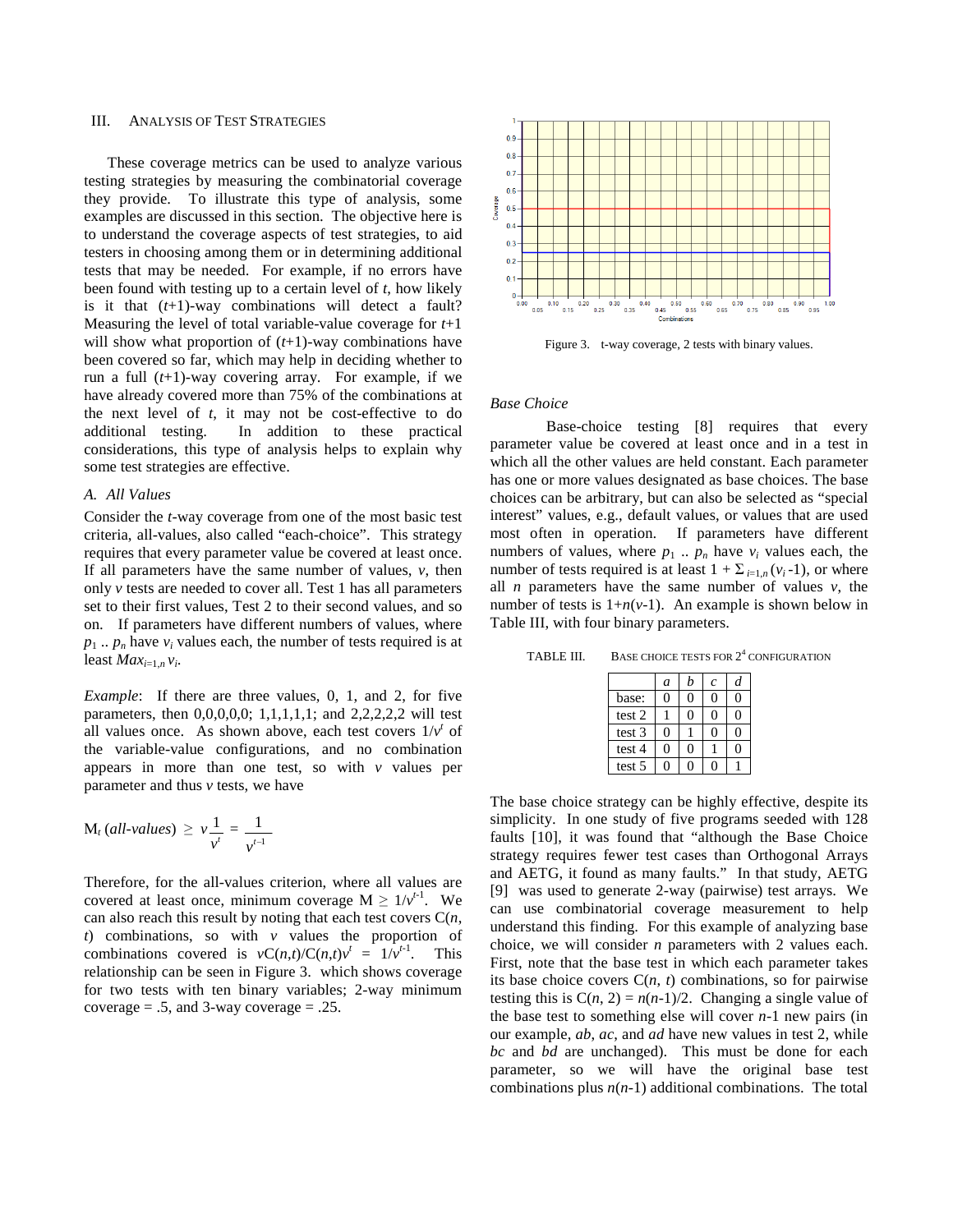## III. Analysis of Test Strategies

These coverage metrics can be used to analyze various testing strategies by measuring the combinatorial coverage they provide. To illustrate this type of analysis, some examples are discussed in this section. The objective here is to understand the coverage aspects of test strategies, to aid testers in choosing among them or in determining additional tests that may be needed. For example, if no errors have been found with testing up to a certain level of $t$, how likely is it that $(t+1)$-way combinations will detect a fault? Measuring the level of total variable-value coverage for $t+1$ will show what proportion of $(t+1)$-way combinations have been covered so far, which may help in deciding whether to run a full $(t+1)$-way covering array. For example, if we have already covered more than 75% of the combinations at the next level of $t$, it may not be cost-effective to do additional testing. In addition to these practical considerations, this type of analysis helps to explain why some test strategies are effective.

### A. All Values

Consider the $t$-way coverage from one of the most basic test criteria, all-values, also called "each-choice". This strategy requires that every parameter value be covered at least once. If all parameters have the same number of values, $v$, then only $v$ tests are needed to cover all. Test 1 has all parameters set to their first values, Test 2 to their second values, and so on. If parameters have different numbers of values, where $p_1$ .. $p_n$ have $v_i$ values each, the number of tests required is at least $Max_{i=1,n}\, v_i$.

*Example*: If there are three values, 0, 1, and 2, for five parameters, then 0,0,0,0,0; 1,1,1,1,1; and 2,2,2,2,2 will test all values once. As shown above, each test covers $1/v^t$ of the variable-value configurations, and no combination appears in more than one test, so with $v$ values per parameter and thus $v$ tests, we have

$$M_t\,(\textit{all-values}) \;\geq\; v\frac{1}{v^t} = \frac{1}{v^{t-1}}$$

Therefore, for the all-values criterion, where all values are covered at least once, minimum coverage $M \geq 1/v^{t-1}$. We can also reach this result by noting that each test covers $C(n, t)$ combinations, so with $v$ values the proportion of combinations covered is $vC(n,t)/C(n,t)v^t = 1/v^{t-1}$. This relationship can be seen in Figure 3. which shows coverage for two tests with ten binary variables; 2-way minimum coverage = .5, and 3-way coverage = .25.

Figure 3. t-way coverage, 2 tests with binary values.

### Base Choice

Base-choice testing [8] requires that every parameter value be covered at least once and in a test in which all the other values are held constant. Each parameter has one or more values designated as base choices. The base choices can be arbitrary, but can also be selected as "special interest" values, e.g., default values, or values that are used most often in operation. If parameters have different numbers of values, where $p_1$ .. $p_n$ have $v_i$ values each, the number of tests required is at least $1 + \Sigma_{i=1,n}\,(v_i - 1)$, or where all $n$ parameters have the same number of values $v$, the number of tests is $1+n(v-1)$. An example is shown below in Table III, with four binary parameters.

TABLE III. Base Choice Tests for $2^4$ Configuration

| | *a* | *b* | *c* | *d* |
|---|---|---|---|---|
| base: | 0 | 0 | 0 | 0 |
| test 2 | 1 | 0 | 0 | 0 |
| test 3 | 0 | 1 | 0 | 0 |
| test 4 | 0 | 0 | 1 | 0 |
| test 5 | 0 | 0 | 0 | 1 |

The base choice strategy can be highly effective, despite its simplicity. In one study of five programs seeded with 128 faults [10], it was found that "although the Base Choice strategy requires fewer test cases than Orthogonal Arrays and AETG, it found as many faults." In that study, AETG [9] was used to generate 2-way (pairwise) test arrays. We can use combinatorial coverage measurement to help understand this finding. For this example of analyzing base choice, we will consider $n$ parameters with 2 values each. First, note that the base test in which each parameter takes its base choice covers $C(n, t)$ combinations, so for pairwise testing this is $C(n, 2) = n(n-1)/2$. Changing a single value of the base test to something else will cover $n-1$ new pairs (in our example, *ab*, *ac*, and *ad* have new values in test 2, while *bc* and *bd* are unchanged). This must be done for each parameter, so we will have the original base test combinations plus $n(n-1)$ additional combinations. The total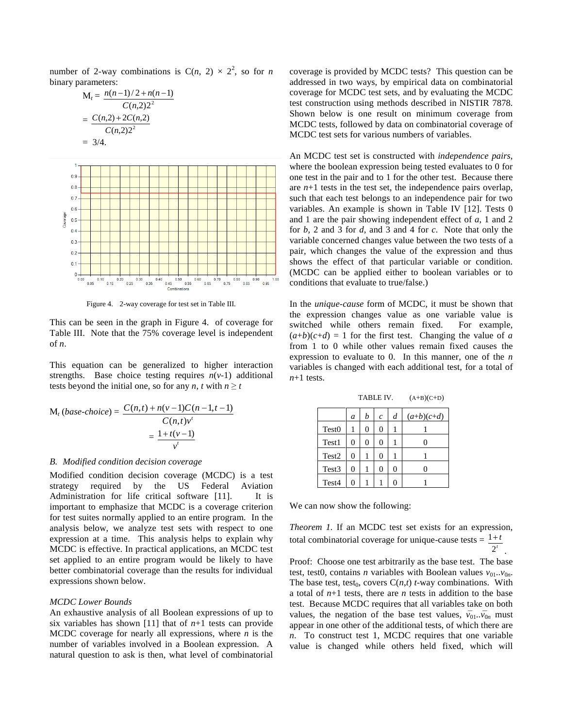number of 2-way combinations is $C(n, 2) \times 2^2$, so for $n$ binary parameters:

$$M_t = \frac{n(n-1)/2 + n(n-1)}{C(n,2)2^2}$$
$$= \frac{C(n,2) + 2C(n,2)}{C(n,2)2^2}$$
$$= 3/4.$$

Figure 4. 2-way coverage for test set in Table III.

This can be seen in the graph in Figure 4. of coverage for Table III. Note that the 75% coverage level is independent of $n$.

This equation can be generalized to higher interaction strengths. Base choice testing requires $n(v-1)$ additional tests beyond the initial one, so for any $n$, $t$ with $n \geq t$

$$M_t\,(\textit{base-choice}) = \frac{C(n,t) + n(v-1)C(n-1,t-1)}{C(n,t)v^t}$$
$$= \frac{1 + t(v-1)}{v^t}$$

### *B. Modified condition decision coverage*

Modified condition decision coverage (MCDC) is a test strategy required by the US Federal Aviation Administration for life critical software [11]. It is important to emphasize that MCDC is a coverage criterion for test suites normally applied to an entire program. In the analysis below, we analyze test sets with respect to one expression at a time. This analysis helps to explain why MCDC is effective. In practical applications, an MCDC test set applied to an entire program would be likely to have better combinatorial coverage than the results for individual expressions shown below.

*MCDC Lower Bounds*

An exhaustive analysis of all Boolean expressions of up to six variables has shown [11] that of $n$+1 tests can provide MCDC coverage for nearly all expressions, where $n$ is the number of variables involved in a Boolean expression. A natural question to ask is then, what level of combinatorial coverage is provided by MCDC tests? This question can be addressed in two ways, by empirical data on combinatorial coverage for MCDC test sets, and by evaluating the MCDC test construction using methods described in NISTIR 7878. Shown below is one result on minimum coverage from MCDC tests, followed by data on combinatorial coverage of MCDC test sets for various numbers of variables.

An MCDC test set is constructed with *independence pairs*, where the boolean expression being tested evaluates to 0 for one test in the pair and to 1 for the other test. Because there are $n$+1 tests in the test set, the independence pairs overlap, such that each test belongs to an independence pair for two variables. An example is shown in Table IV [12]. Tests 0 and 1 are the pair showing independent effect of $a$, 1 and 2 for $b$, 2 and 3 for $d$, and 3 and 4 for $c$. Note that only the variable concerned changes value between the two tests of a pair, which changes the value of the expression and thus shows the effect of that particular variable or condition. (MCDC can be applied either to boolean variables or to conditions that evaluate to true/false.)

In the *unique-cause* form of MCDC, it must be shown that the expression changes value as one variable value is switched while others remain fixed. For example, $(a+b)(c+d) = 1$ for the first test. Changing the value of $a$ from 1 to 0 while other values remain fixed causes the expression to evaluate to 0. In this manner, one of the $n$ variables is changed with each additional test, for a total of $n$+1 tests.

TABLE IV. (A+B)(C+D)

| | $a$ | $b$ | $c$ | $d$ | $(a+b)(c+d)$ |
|---|---|---|---|---|---|
| Test0 | 1 | 0 | 0 | 1 | 1 |
| Test1 | 0 | 0 | 0 | 1 | 0 |
| Test2 | 0 | 1 | 0 | 1 | 1 |
| Test3 | 0 | 1 | 0 | 0 | 0 |
| Test4 | 0 | 1 | 1 | 0 | 1 |

We can now show the following:

*Theorem 1.* If an MCDC test set exists for an expression, total combinatorial coverage for unique-cause tests = $\frac{1+t}{2^t}$.

Proof: Choose one test arbitrarily as the base test. The base test, test0, contains $n$ variables with Boolean values $v_{01}..v_{0n}$. The base test, $\text{test}_0$, covers $C(n,t)$ $t$-way combinations. With a total of $n$+1 tests, there are $n$ tests in addition to the base test. Because MCDC requires that all variables take on both values, the negation of the base test values, $\bar{v}_{01}..\bar{v}_{0n}$ must appear in one other of the additional tests, of which there are $n$. To construct test 1, MCDC requires that one variable value is changed while others held fixed, which will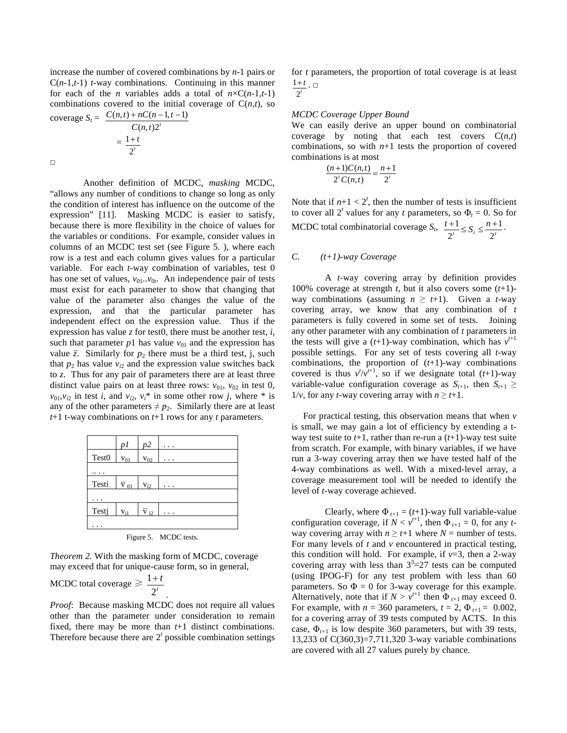increase the number of covered combinations by $n$-1 pairs or C($n$-1,$t$-1) $t$-way combinations. Continuing in this manner for each of the $n$ variables adds a total of $n$×C($n$-1,$t$-1) combinations covered to the initial coverage of C($n$,$t$), so

$$\text{coverage } S_t = \frac{C(n,t) + nC(n-1,t-1)}{C(n,t)2^t} = \frac{1+t}{2^t}$$

□

Another definition of MCDC, *masking* MCDC, "allows any number of conditions to change so long as only the condition of interest has influence on the outcome of the expression" [11]. Masking MCDC is easier to satisfy, because there is more flexibility in the choice of values for the variables or conditions. For example, consider values in columns of an MCDC test set (see Figure 5. ), where each row is a test and each column gives values for a particular variable. For each $t$-way combination of variables, test 0 has one set of values, $v_{01}..v_{0t}$. An independence pair of tests must exist for each parameter to show that changing that value of the parameter also changes the value of the expression, and that the particular parameter has independent effect on the expression value. Thus if the expression has value $z$ for test0, there must be another test, $i$, such that parameter $p1$ has value $v_{01}$ and the expression has value $\bar{z}$. Similarly for $p_2$ there must be a third test, j, such that $p_2$ has value $v_{i2}$ and the expression value switches back to $z$. Thus for any pair of parameters there are at least three distinct value pairs on at least three rows: $v_{01}$, $v_{02}$ in test 0, $v_{01}$,$v_{i2}$ in test $i$, and $v_{i2}$, $v_i$* in some other row $j$, where * is any of the other parameters ≠ $p_2$. Similarly there are at least $t$+1 t-way combinations on $t$+1 rows for any $t$ parameters.

| | $p1$ | $p2$ | . . . |
|---|---|---|---|
| Test0 | $v_{01}$ | $v_{02}$ | . . . |
| .. . . | | | |
| Testi | $\bar{v}_{01}$ | $v_{i2}$ | . . . |
| . . . | | | |
| Testj | $v_{j1}$ | $\bar{v}_{i2}$ | . . . |
| . . . | | | |

Figure 5. MCDC tests.

*Theorem 2.* With the masking form of MCDC, coverage may exceed that for unique-cause form, so in general,

$$\text{MCDC total coverage} \geqslant \frac{1+t}{2^t}.$$

*Proof*: Because masking MCDC does not require all values other than the parameter under consideration to remain fixed, there may be more than $t$+1 distinct combinations. Therefore because there are $2^t$ possible combination settings for $t$ parameters, the proportion of total coverage is at least $\frac{1+t}{2^t}$. □

*MCDC Coverage Upper Bound*

We can easily derive an upper bound on combinatorial coverage by noting that each test covers C($n$,$t$) combinations, so with $n$+1 tests the proportion of covered combinations is at most

$$\frac{(n+1)C(n,t)}{2^t C(n,t)} = \frac{n+1}{2^t}$$

Note that if $n+1 < 2^t$, then the number of tests is insufficient to cover all $2^t$ values for any $t$ parameters, so $\Phi_t = 0$. So for MCDC total combinatorial coverage $S_t$, $\frac{t+1}{2^t} \le S_t \le \frac{n+1}{2^t}$.

## C. (t+1)-way Coverage

A $t$-way covering array by definition provides 100% coverage at strength $t$, but it also covers some ($t$+1)-way combinations (assuming $n \geq t+1$). Given a $t$-way covering array, we know that any combination of $t$ parameters is fully covered in some set of tests. Joining any other parameter with any combination of $t$ parameters in the tests will give a ($t$+1)-way combination, which has $v^{t+1}$ possible settings. For any set of tests covering all $t$-way combinations, the proportion of ($t$+1)-way combinations covered is thus $v^t/v^{t+1}$, so if we designate total ($t$+1)-way variable-value configuration coverage as $S_{t+1}$, then $S_{t+1} \geq 1/v$, for any $t$-way covering array with $n \geq t+1$.

For practical testing, this observation means that when $v$ is small, we may gain a lot of efficiency by extending a t-way test suite to $t$+1, rather than re-run a ($t$+1)-way test suite from scratch. For example, with binary variables, if we have run a 3-way covering array then we have tested half of the 4-way combinations as well. With a mixed-level array, a coverage measurement tool will be needed to identify the level of $t$-way coverage achieved.

Clearly, where $\Phi_{t+1}$ = ($t$+1)-way full variable-value configuration coverage, if $N < v^{t+1}$, then $\Phi_{t+1} = 0$, for any $t$-way covering array with $n \geq t+1$ where $N$ = number of tests. For many levels of $t$ and $v$ encountered in practical testing, this condition will hold. For example, if $v$=3, then a 2-way covering array with less than $3^3$=27 tests can be computed (using IPOG-F) for any test problem with less than 60 parameters. So $\Phi = 0$ for 3-way coverage for this example. Alternatively, note that if $N > v^{t+1}$ then $\Phi_{t+1}$ may exceed 0. For example, with $n$ = 360 parameters, $t$ = 2, $\Phi_{t+1}$ = 0.002, for a covering array of 39 tests computed by ACTS. In this case, $\Phi_{t+1}$ is low despite 360 parameters, but with 39 tests, 13,233 of C(360,3)=7,711,320 3-way variable combinations are covered with all 27 values purely by chance.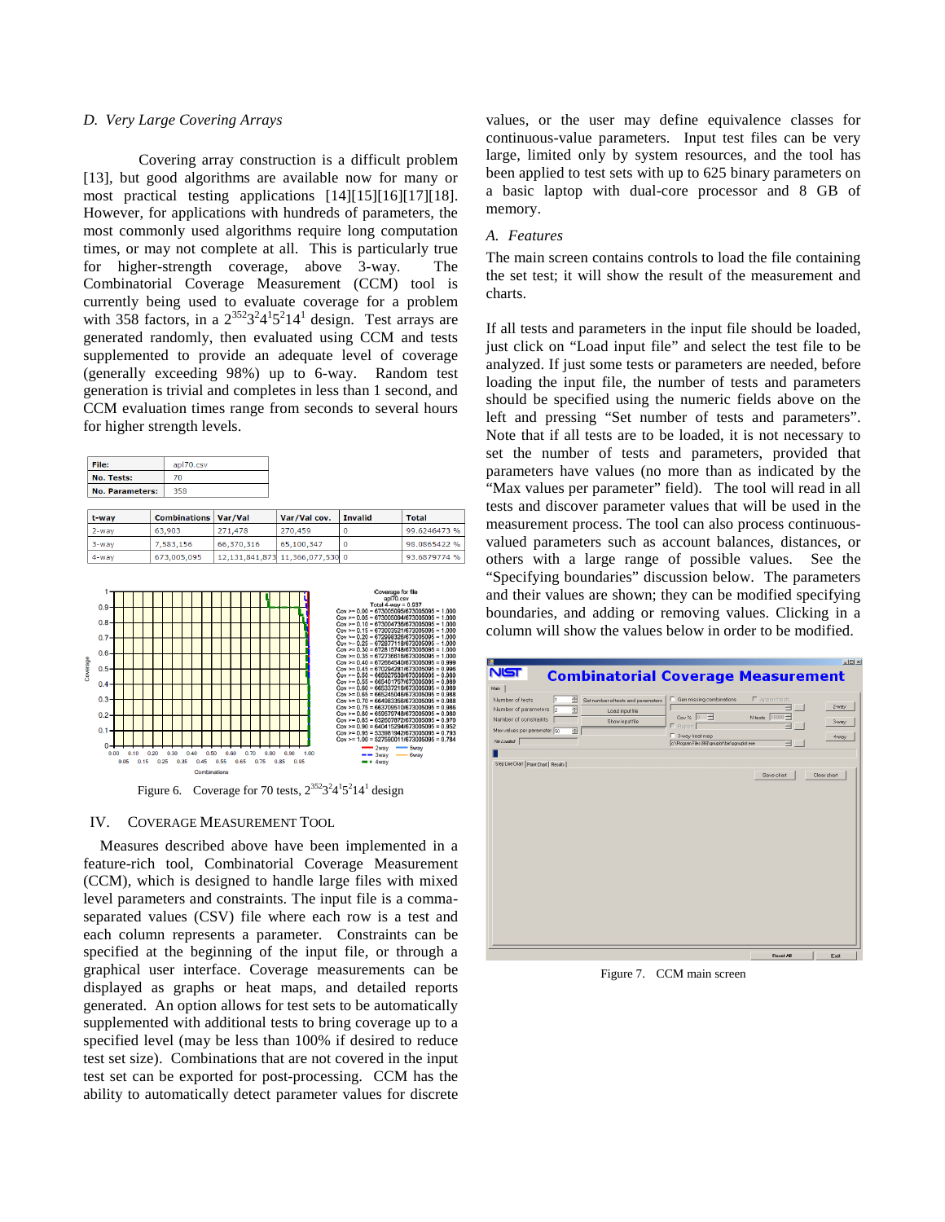### D. Very Large Covering Arrays

Covering array construction is a difficult problem [13], but good algorithms are available now for many or most practical testing applications [14][15][16][17][18]. However, for applications with hundreds of parameters, the most commonly used algorithms require long computation times, or may not complete at all. This is particularly true for higher-strength coverage, above 3-way. The Combinatorial Coverage Measurement (CCM) tool is currently being used to evaluate coverage for a problem with 358 factors, in a $2^{352}3^{2}4^{1}5^{2}14^{1}$ design. Test arrays are generated randomly, then evaluated using CCM and tests supplemented to provide an adequate level of coverage (generally exceeding 98%) up to 6-way. Random test generation is trivial and completes in less than 1 second, and CCM evaluation times range from seconds to several hours for higher strength levels.

| File: | apl70.csv |
|---|---|
| No. Tests: | 70 |
| No. Parameters: | 358 |

| t-way | Combinations | Var/Val | Var/Val cov. | Invalid | Total |
|---|---|---|---|---|---|
| 2-way | 63,903 | 271,478 | 270,459 | 0 | 99.6246473 % |
| 3-way | 7,583,156 | 66,370,316 | 65,100,347 | 0 | 98.0865422 % |
| 4-way | 673,005,095 | 12,131,841,873 | 11,366,077,530 | 0 | 93.6879774 % |

Figure 6. Coverage for 70 tests, $2^{352}3^{2}4^{1}5^{2}14^{1}$ design

## IV. Coverage Measurement Tool

Measures described above have been implemented in a feature-rich tool, Combinatorial Coverage Measurement (CCM), which is designed to handle large files with mixed level parameters and constraints. The input file is a comma-separated values (CSV) file where each row is a test and each column represents a parameter. Constraints can be specified at the beginning of the input file, or through a graphical user interface. Coverage measurements can be displayed as graphs or heat maps, and detailed reports generated. An option allows for test sets to be automatically supplemented with additional tests to bring coverage up to a specified level (may be less than 100% if desired to reduce test set size). Combinations that are not covered in the input test set can be exported for post-processing. CCM has the ability to automatically detect parameter values for discrete values, or the user may define equivalence classes for continuous-value parameters. Input test files can be very large, limited only by system resources, and the tool has been applied to test sets with up to 625 binary parameters on a basic laptop with dual-core processor and 8 GB of memory.

### A. Features

The main screen contains controls to load the file containing the set test; it will show the result of the measurement and charts.

If all tests and parameters in the input file should be loaded, just click on "Load input file" and select the test file to be analyzed. If just some tests or parameters are needed, before loading the input file, the number of tests and parameters should be specified using the numeric fields above on the left and pressing "Set number of tests and parameters". Note that if all tests are to be loaded, it is not necessary to set the number of tests and parameters, provided that parameters have values (no more than as indicated by the "Max values per parameter" field). The tool will read in all tests and discover parameter values that will be used in the measurement process. The tool can also process continuous-valued parameters such as account balances, distances, or others with a large range of possible values. See the "Specifying boundaries" discussion below. The parameters and their values are shown; they can be modified specifying boundaries, and adding or removing values. Clicking in a column will show the values below in order to be modified.

Figure 7. CCM main screen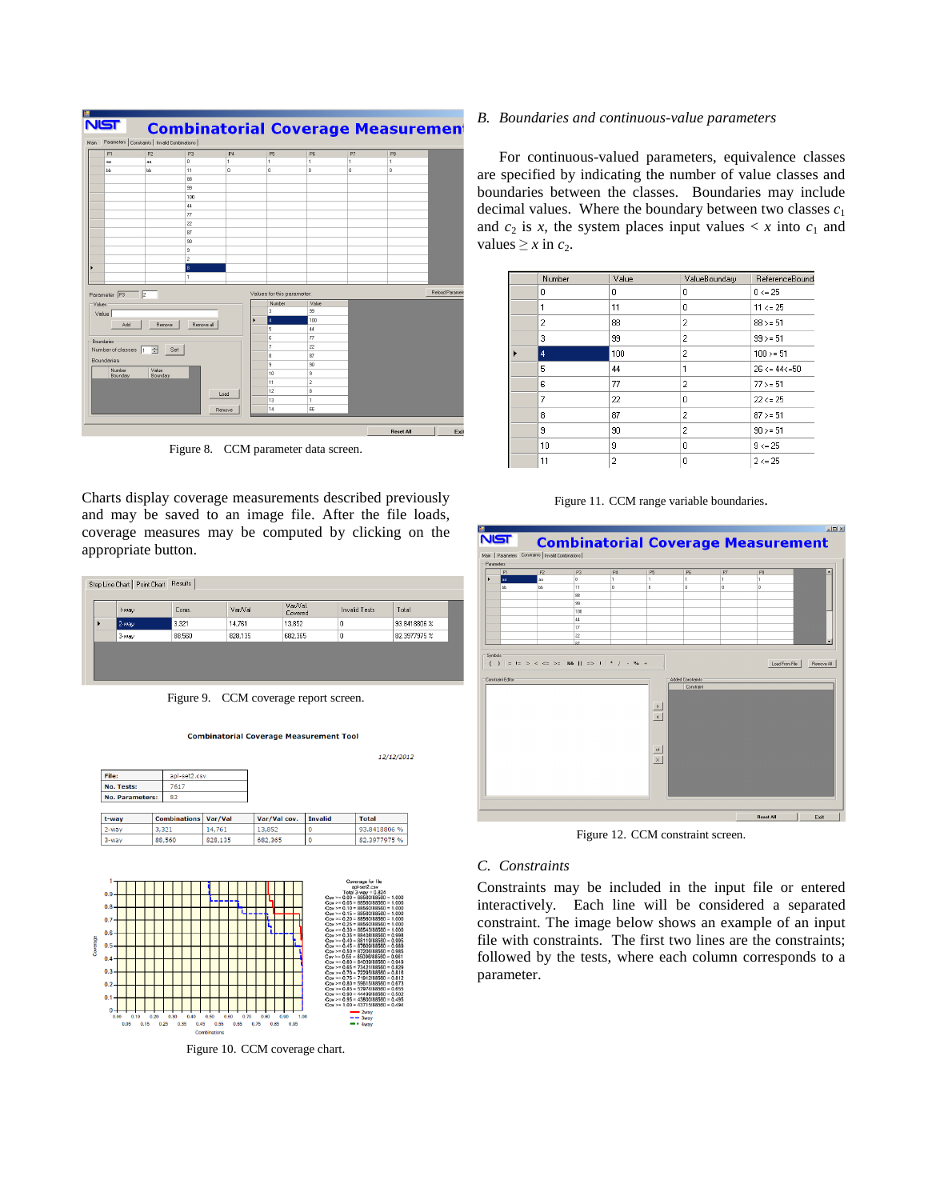Figure 8. CCM parameter data screen.

Charts display coverage measurements described previously and may be saved to an image file. After the file loads, coverage measures may be computed by clicking on the appropriate button.

Figure 9. CCM coverage report screen.

Figure 10. CCM coverage chart.

### B. Boundaries and continuous-value parameters

For continuous-valued parameters, equivalence classes are specified by indicating the number of value classes and boundaries between the classes. Boundaries may include decimal values. Where the boundary between two classes $c_1$ and $c_2$ is $x$, the system places input values $< x$ into $c_1$ and values $\geq x$ in $c_2$.

| Number | Value | ValueBoundary | ReferenceBound |
|---|---|---|---|
| 0 | 0 | 0 | 0 <= 25 |
| 1 | 11 | 0 | 11 <= 25 |
| 2 | 88 | 2 | 88 >= 51 |
| 3 | 99 | 2 | 99 >= 51 |
| 4 | 100 | 2 | 100 >= 51 |
| 5 | 44 | 1 | 26 <= 44<=50 |
| 6 | 77 | 2 | 77 >= 51 |
| 7 | 22 | 0 | 22 <= 25 |
| 8 | 87 | 2 | 87 >= 51 |
| 9 | 90 | 2 | 90 >= 51 |
| 10 | 9 | 0 | 9 <= 25 |
| 11 | 2 | 0 | 2 <= 25 |

Figure 11. CCM range variable boundaries.

Figure 12. CCM constraint screen.

### C. Constraints

Constraints may be included in the input file or entered interactively. Each line will be considered a separated constraint. The image below shows an example of an input file with constraints. The first two lines are the constraints; followed by the tests, where each column corresponds to a parameter.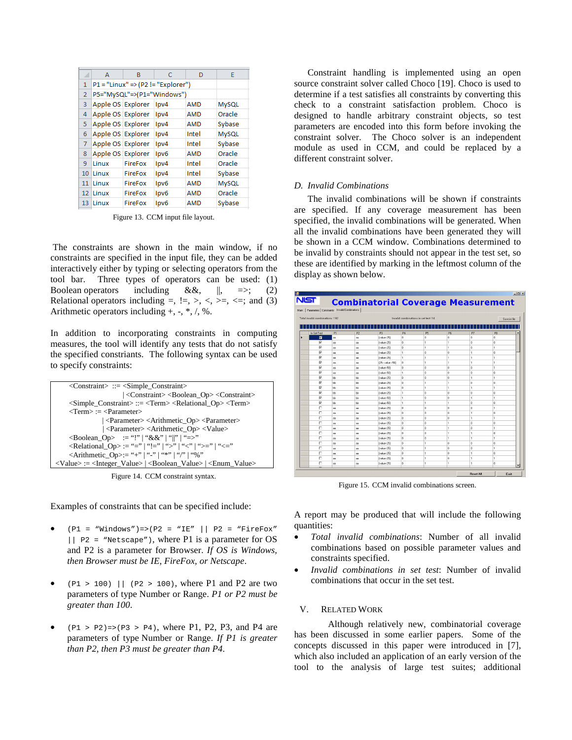|   | A | B | C | D | E |
|---|---|---|---|---|---|
| 1 | P1 = "Linux" => (P2 != "Explorer") | | | | |
| 2 | P5="MySQL"=>(P1="Windows") | | | | |
| 3 | Apple OS | Explorer | Ipv4 | AMD | MySQL |
| 4 | Apple OS | Explorer | Ipv4 | AMD | Oracle |
| 5 | Apple OS | Explorer | Ipv4 | AMD | Sybase |
| 6 | Apple OS | Explorer | Ipv4 | Intel | MySQL |
| 7 | Apple OS | Explorer | Ipv4 | Intel | Sybase |
| 8 | Apple OS | Explorer | Ipv6 | AMD | Oracle |
| 9 | Linux | FireFox | Ipv4 | Intel | Oracle |
| 10 | Linux | FireFox | Ipv4 | Intel | Sybase |
| 11 | Linux | FireFox | Ipv6 | AMD | MySQL |
| 12 | Linux | FireFox | Ipv6 | AMD | Oracle |
| 13 | Linux | FireFox | Ipv6 | AMD | Sybase |

Figure 13. CCM input file layout.

The constraints are shown in the main window, if no constraints are specified in the input file, they can be added interactively either by typing or selecting operators from the tool bar. Three types of operators can be used: (1) Boolean operators including &&, ||, =>; (2) Relational operators including =, !=, >, <, >=, <=; and (3) Arithmetic operators including +, -, *, /, %.

In addition to incorporating constraints in computing measures, the tool will identify any tests that do not satisfy the specified constraints. The following syntax can be used to specify constraints:

```
<Constraint>  ::= <Simple_Constraint>
                | <Constraint> <Boolean_Op> <Constraint>
<Simple_Constraint> ::= <Term> <Relational_Op> <Term>
<Term> := <Parameter>
        | <Parameter> <Arithmetic_Op> <Parameter>
        | <Parameter> <Arithmetic_Op> <Value>
<Boolean_Op>  := "!" | "&&" | "||" | "=>"
<Relational_Op> := "=" | "!=" | ">" | "<" | ">=" | "<="
<Arithmetic_Op>:= "+" | "-" | "*" | "/" | "%"
<Value> := <Integer_Value> | <Boolean_Value> | <Enum_Value>
```

Figure 14. CCM constraint syntax.

Examples of constraints that can be specified include:

- `(P1 = "Windows")=>(P2 = "IE" || P2 = "FireFox" || P2 = "Netscape")`, where P1 is a parameter for OS and P2 is a parameter for Browser. *If OS is Windows, then Browser must be IE, FireFox, or Netscape*.
- `(P1 > 100) || (P2 > 100)`, where P1 and P2 are two parameters of type Number or Range. *P1 or P2 must be greater than 100*.
- `(P1 > P2)=>(P3 > P4)`, where P1, P2, P3, and P4 are parameters of type Number or Range. *If P1 is greater than P2, then P3 must be greater than P4.*

Constraint handling is implemented using an open source constraint solver called Choco [19]. Choco is used to determine if a test satisfies all constraints by converting this check to a constraint satisfaction problem. Choco is designed to handle arbitrary constraint objects, so test parameters are encoded into this form before invoking the constraint solver. The Choco solver is an independent module as used in CCM, and could be replaced by a different constraint solver.

### D. *Invalid Combinations*

The invalid combinations will be shown if constraints are specified. If any coverage measurement has been specified, the invalid combinations will be generated. When all the invalid combinations have been generated they will be shown in a CCM window. Combinations determined to be invalid by constraints should not appear in the test set, so these are identified by marking in the leftmost column of the display as shown below.

Figure 15. CCM invalid combinations screen.

A report may be produced that will include the following quantities:

- *Total invalid combinations*: Number of all invalid combinations based on possible parameter values and constraints specified.
- *Invalid combinations in set test*: Number of invalid combinations that occur in the set test.

## V. RELATED WORK

Although relatively new, combinatorial coverage has been discussed in some earlier papers. Some of the concepts discussed in this paper were introduced in [7], which also included an application of an early version of the tool to the analysis of large test suites; additional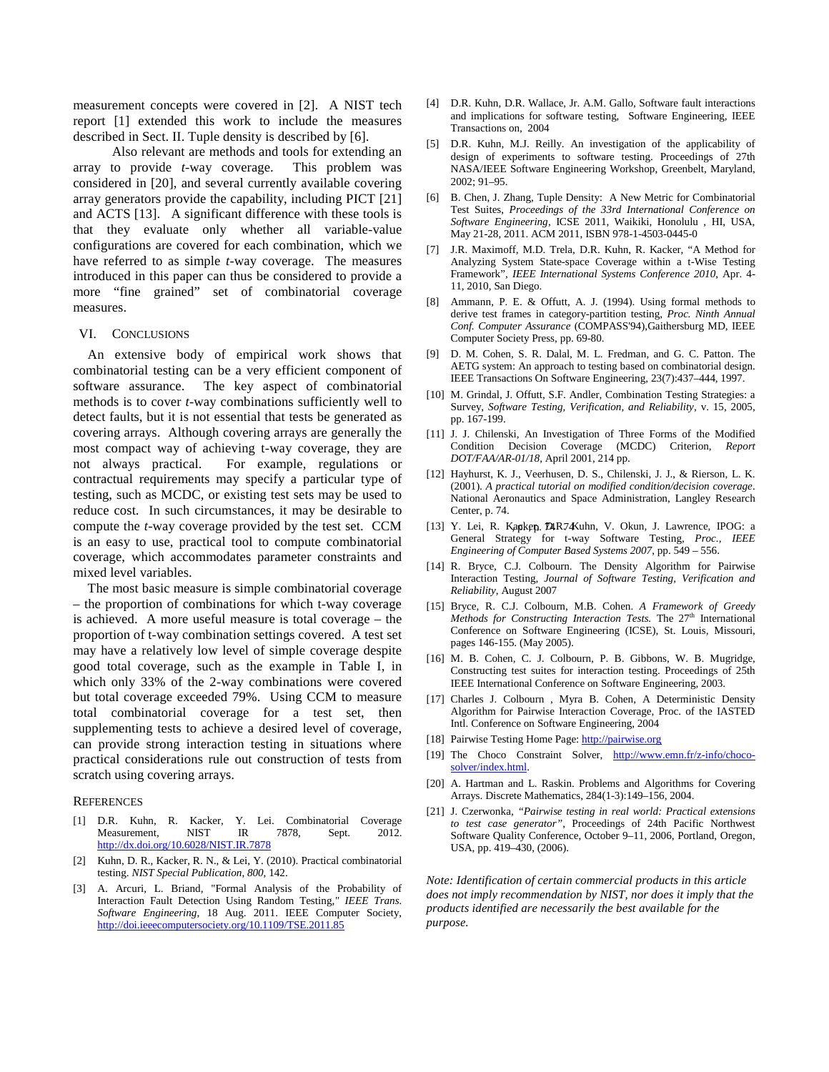measurement concepts were covered in [2]. A NIST tech report [1] extended this work to include the measures described in Sect. II. Tuple density is described by [6].

Also relevant are methods and tools for extending an array to provide *t*-way coverage. This problem was considered in [20], and several currently available covering array generators provide the capability, including PICT [21] and ACTS [13]. A significant difference with these tools is that they evaluate only whether all variable-value configurations are covered for each combination, which we have referred to as simple *t*-way coverage. The measures introduced in this paper can thus be considered to provide a more "fine grained" set of combinatorial coverage measures.

## VI. Conclusions

An extensive body of empirical work shows that combinatorial testing can be a very efficient component of software assurance. The key aspect of combinatorial methods is to cover *t*-way combinations sufficiently well to detect faults, but it is not essential that tests be generated as covering arrays. Although covering arrays are generally the most compact way of achieving t-way coverage, they are not always practical. For example, regulations or contractual requirements may specify a particular type of testing, such as MCDC, or existing test sets may be used to reduce cost. In such circumstances, it may be desirable to compute the *t*-way coverage provided by the test set. CCM is an easy to use, practical tool to compute combinatorial coverage, which accommodates parameter constraints and mixed level variables.

The most basic measure is simple combinatorial coverage – the proportion of combinations for which t-way coverage is achieved. A more useful measure is total coverage – the proportion of t-way combination settings covered. A test set may have a relatively low level of simple coverage despite good total coverage, such as the example in Table I, in which only 33% of the 2-way combinations were covered but total coverage exceeded 79%. Using CCM to measure total combinatorial coverage for a test set, then supplementing tests to achieve a desired level of coverage, can provide strong interaction testing in situations where practical considerations rule out construction of tests from scratch using covering arrays.

## References

[1] D.R. Kuhn, R. Kacker, Y. Lei. Combinatorial Coverage Measurement, NIST IR 7878, Sept. 2012. http://dx.doi.org/10.6028/NIST.IR.7878

[2] Kuhn, D. R., Kacker, R. N., & Lei, Y. (2010). Practical combinatorial testing. *NIST Special Publication*, *800*, 142.

[3] A. Arcuri, L. Briand, "Formal Analysis of the Probability of Interaction Fault Detection Using Random Testing," *IEEE Trans. Software Engineering*, 18 Aug. 2011. IEEE Computer Society, http://doi.ieeecomputersociety.org/10.1109/TSE.2011.85

[4] D.R. Kuhn, D.R. Wallace, Jr. A.M. Gallo, Software fault interactions and implications for software testing, Software Engineering, IEEE Transactions on, 2004

[5] D.R. Kuhn, M.J. Reilly. An investigation of the applicability of design of experiments to software testing. Proceedings of 27th NASA/IEEE Software Engineering Workshop, Greenbelt, Maryland, 2002; 91–95.

[6] B. Chen, J. Zhang, Tuple Density: A New Metric for Combinatorial Test Suites, *Proceedings of the 33rd International Conference on Software Engineering*, ICSE 2011, Waikiki, Honolulu , HI, USA, May 21-28, 2011. ACM 2011, ISBN 978-1-4503-0445-0

[7] J.R. Maximoff, M.D. Trela, D.R. Kuhn, R. Kacker, "A Method for Analyzing System State-space Coverage within a t-Wise Testing Framework", *IEEE International Systems Conference 2010*, Apr. 4-11, 2010, San Diego.

[8] Ammann, P. E. & Offutt, A. J. (1994). Using formal methods to derive test frames in category-partition testing, *Proc. Ninth Annual Conf. Computer Assurance* (COMPASS'94),Gaithersburg MD, IEEE Computer Society Press, pp. 69-80.

[9] D. M. Cohen, S. R. Dalal, M. L. Fredman, and G. C. Patton. The AETG system: An approach to testing based on combinatorial design. IEEE Transactions On Software Engineering, 23(7):437–444, 1997.

[10] M. Grindal, J. Offutt, S.F. Andler, Combination Testing Strategies: a Survey, *Software Testing, Verification, and Reliability*, v. 15, 2005, pp. 167-199.

[11] J. J. Chilenski, An Investigation of Three Forms of the Modified Condition Decision Coverage (MCDC) Criterion, *Report DOT/FAA/AR-01/18*, April 2001, 214 pp.

[12] Hayhurst, K. J., Veerhusen, D. S., Chilenski, J. J., & Rierson, L. K. (2001). *A practical tutorial on modified condition/decision coverage*. National Aeronautics and Space Administration, Langley Research Center, p. 74.

[13] Y. Lei, R. Kacker, D.R. Kuhn, V. Okun, J. Lawrence, IPOG: a General Strategy for t-way Software Testing, *Proc., IEEE Engineering of Computer Based Systems 2007*, pp. 549 – 556.

[14] R. Bryce, C.J. Colbourn. The Density Algorithm for Pairwise Interaction Testing, *Journal of Software Testing, Verification and Reliability*, August 2007

[15] Bryce, R. C.J. Colbourn, M.B. Cohen. *A Framework of Greedy Methods for Constructing Interaction Tests.* The 27th International Conference on Software Engineering (ICSE), St. Louis, Missouri, pages 146-155. (May 2005).

[16] M. B. Cohen, C. J. Colbourn, P. B. Gibbons, W. B. Mugridge, Constructing test suites for interaction testing. Proceedings of 25th IEEE International Conference on Software Engineering, 2003.

[17] Charles J. Colbourn , Myra B. Cohen, A Deterministic Density Algorithm for Pairwise Interaction Coverage, Proc. of the IASTED Intl. Conference on Software Engineering, 2004

[18] Pairwise Testing Home Page: http://pairwise.org

[19] The Choco Constraint Solver, http://www.emn.fr/z-info/choco-solver/index.html.

[20] A. Hartman and L. Raskin. Problems and Algorithms for Covering Arrays. Discrete Mathematics, 284(1-3):149–156, 2004.

[21] J. Czerwonka, *"Pairwise testing in real world: Practical extensions to test case generator"*, Proceedings of 24th Pacific Northwest Software Quality Conference, October 9–11, 2006, Portland, Oregon, USA, pp. 419–430, (2006).

*Note: Identification of certain commercial products in this article does not imply recommendation by NIST, nor does it imply that the products identified are necessarily the best available for the purpose.*